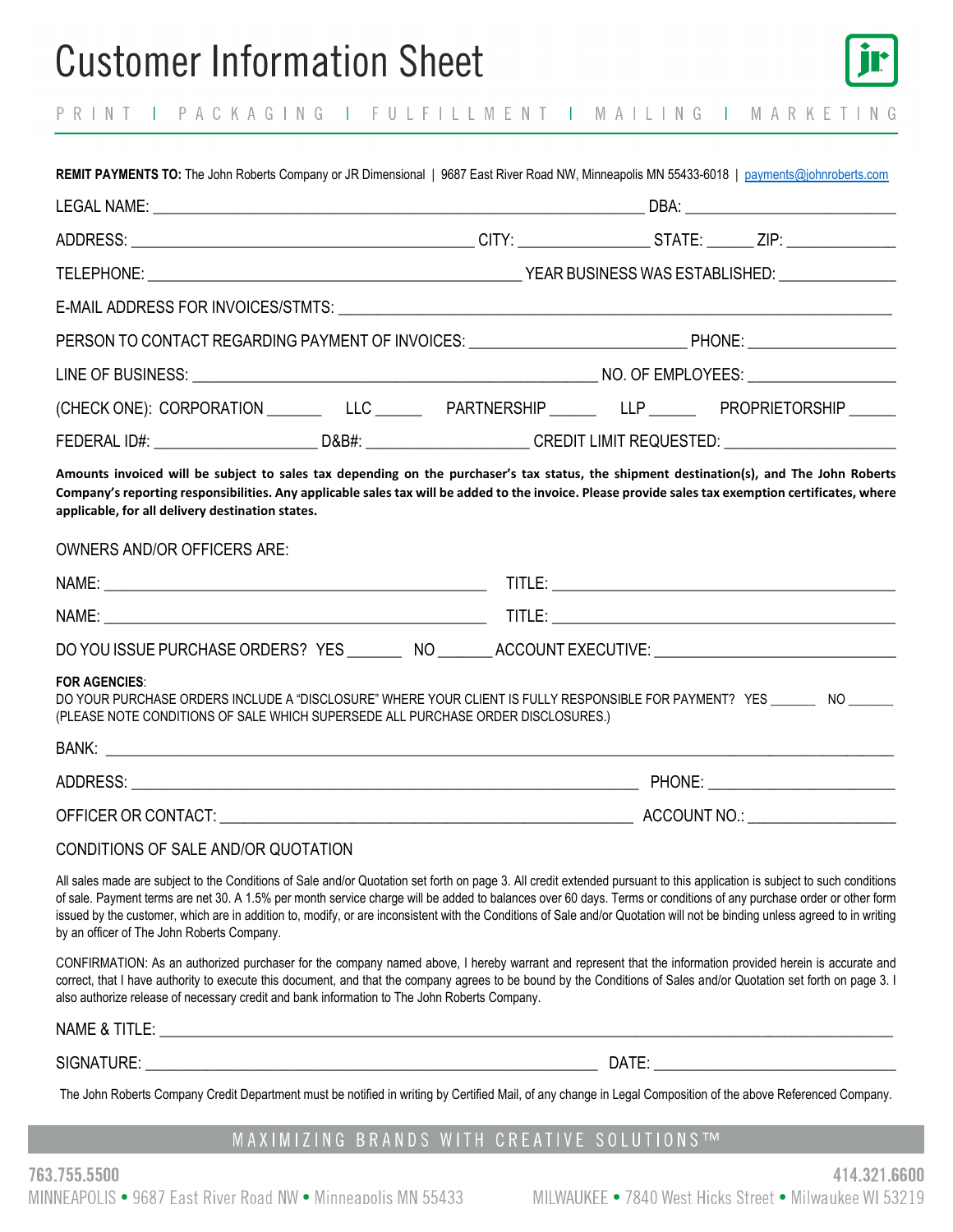# Customer Information Sheet

PRINT | PACKAGING | FULFILLMENT | MAILING | MARKETING

**REMIT PAYMENTS TO:** The John Roberts Company or JR Dimensional | 9687 East River Road NW, Minneapolis MN 55433-6018 | payments@johnroberts.com

LEGAL NAME: ______________________________ DBA: ______________________________

ADDRESS: ______________________________ CITY: ______________ STATE: ______ ZIP: ______________

TELEPHONE: ______________________________ YEAR BUSINESS WAS ESTABLISHED: ______________

E-MAIL ADDRESS FOR INVOICES/STMTS: ______________________________

PERSON TO CONTACT REGARDING PAYMENT OF INVOICES: ______________________________ PHONE: ______________

LINE OF BUSINESS: ______________________________ NO. OF EMPLOYEES: ______________

(CHECK ONE): CORPORATION _______ LLC ______ PARTNERSHIP ______ LLP ______ PROPRIETORSHIP ______

FEDERAL ID#: ______________ D&B#: ______________ CREDIT LIMIT REQUESTED: ______________

**Amounts invoiced will be subject to sales tax depending on the purchaser's tax status, the shipment destination(s), and The John Roberts Company's reporting responsibilities. Any applicable sales tax will be added to the invoice. Please provide sales tax exemption certificates, where applicable, for all delivery destination states.**

OWNERS AND/OR OFFICERS ARE:

NAME: ______________________________ TITLE: ______________________________

NAME: ______________________________ TITLE: ______________________________

DO YOU ISSUE PURCHASE ORDERS? YES _______ NO _______ ACCOUNT EXECUTIVE: ______________________________

**FOR AGENCIES**:
DO YOUR PURCHASE ORDERS INCLUDE A "DISCLOSURE" WHERE YOUR CLIENT IS FULLY RESPONSIBLE FOR PAYMENT? YES _______ NO _______
(PLEASE NOTE CONDITIONS OF SALE WHICH SUPERSEDE ALL PURCHASE ORDER DISCLOSURES.)

BANK: ______________________________

ADDRESS: ______________________________ PHONE: ______________________________

OFFICER OR CONTACT: ______________________________ ACCOUNT NO.: ______________

## CONDITIONS OF SALE AND/OR QUOTATION

All sales made are subject to the Conditions of Sale and/or Quotation set forth on page 3. All credit extended pursuant to this application is subject to such conditions of sale. Payment terms are net 30. A 1.5% per month service charge will be added to balances over 60 days. Terms or conditions of any purchase order or other form issued by the customer, which are in addition to, modify, or are inconsistent with the Conditions of Sale and/or Quotation will not be binding unless agreed to in writing by an officer of The John Roberts Company.

CONFIRMATION: As an authorized purchaser for the company named above, I hereby warrant and represent that the information provided herein is accurate and correct, that I have authority to execute this document, and that the company agrees to be bound by the Conditions of Sales and/or Quotation set forth on page 3. I also authorize release of necessary credit and bank information to The John Roberts Company.

NAME & TITLE: ______________________________

SIGNATURE: ______________________________ DATE: ______________________________

The John Roberts Company Credit Department must be notified in writing by Certified Mail, of any change in Legal Composition of the above Referenced Company.

MAXIMIZING BRANDS WITH CREATIVE SOLUTIONS™

763.755.5500
MINNEAPOLIS • 9687 East River Road NW • Minneapolis MN 55433

414.321.6600
MILWAUKEE • 7840 West Hicks Street • Milwaukee WI 53219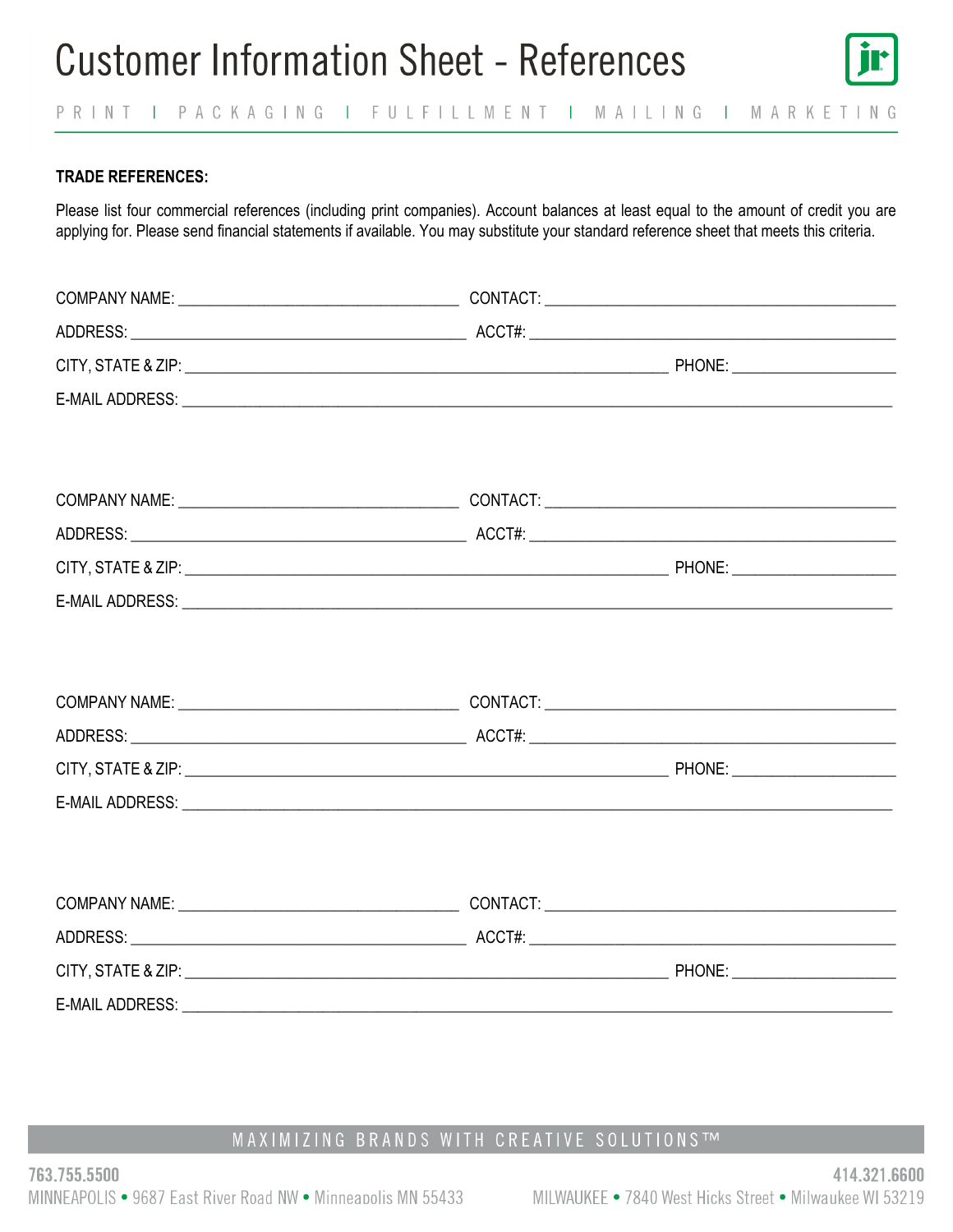# Customer Information Sheet - References

PRINT | PACKAGING | FULFILLMENT | MAILING | MARKETING

**TRADE REFERENCES:**

Please list four commercial references (including print companies). Account balances at least equal to the amount of credit you are applying for. Please send financial statements if available. You may substitute your standard reference sheet that meets this criteria.

COMPANY NAME: ________________________________ CONTACT: ________________________________________

ADDRESS: ______________________________________ ACCT#: __________________________________________

CITY, STATE & ZIP: ______________________________________________________ PHONE: ___________________

E-MAIL ADDRESS: _________________________________________________________________________________

COMPANY NAME: ________________________________ CONTACT: ________________________________________

ADDRESS: ______________________________________ ACCT#: __________________________________________

CITY, STATE & ZIP: ______________________________________________________ PHONE: ___________________

E-MAIL ADDRESS: _________________________________________________________________________________

COMPANY NAME: ________________________________ CONTACT: ________________________________________

ADDRESS: ______________________________________ ACCT#: __________________________________________

CITY, STATE & ZIP: ______________________________________________________ PHONE: ___________________

E-MAIL ADDRESS: _________________________________________________________________________________

COMPANY NAME: ________________________________ CONTACT: ________________________________________

ADDRESS: ______________________________________ ACCT#: __________________________________________

CITY, STATE & ZIP: ______________________________________________________ PHONE: ___________________

E-MAIL ADDRESS: _________________________________________________________________________________

MAXIMIZING BRANDS WITH CREATIVE SOLUTIONS™

763.755.5500
MINNEAPOLIS • 9687 East River Road NW • Minneapolis MN 55433

414.321.6600
MILWAUKEE • 7840 West Hicks Street • Milwaukee WI 53219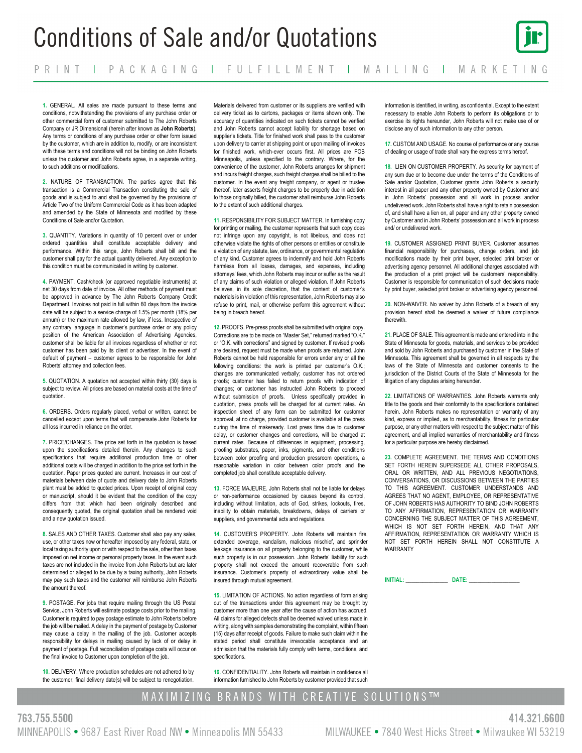# Conditions of Sale and/or Quotations

PRINT | PACKAGING | FULFILLMENT | MAILING | MARKETING

**1.** GENERAL. All sales are made pursuant to these terms and conditions, notwithstanding the provisions of any purchase order or other commercial form of customer submitted to The John Roberts Company or JR Dimensional (herein after known as **John Roberts**). Any terms or conditions of any purchase order or other form issued by the customer, which are in addition to, modify, or are inconsistent with these terms and conditions will not be binding on John Roberts unless the customer and John Roberts agree, in a separate writing, to such additions or modifications.

**2.** NATURE OF TRANSACTION. The parties agree that this transaction is a Commercial Transaction constituting the sale of goods and is subject to and shall be governed by the provisions of Article Two of the Uniform Commercial Code as it has been adapted and amended by the State of Minnesota and modified by these Conditions of Sale and/or Quotation.

**3.** QUANTITY. Variations in quantity of 10 percent over or under ordered quantities shall constitute acceptable delivery and performance. Within this range, John Roberts shall bill and the customer shall pay for the actual quantity delivered. Any exception to this condition must be communicated in writing by customer.

**4.** PAYMENT. Cash/check (or approved negotiable instruments) at net 30 days from date of invoice. All other methods of payment must be approved in advance by The John Roberts Company Credit Department. Invoices not paid in full within 60 days from the invoice date will be subject to a service charge of 1.5% per month (18% per annum) or the maximum rate allowed by law, if less. Irrespective of any contrary language in customer's purchase order or any policy position of the American Association of Advertising Agencies, customer shall be liable for all invoices regardless of whether or not customer has been paid by its client or advertiser. In the event of default of payment – customer agrees to be responsible for John Roberts' attorney and collection fees.

**5.** QUOTATION. A quotation not accepted within thirty (30) days is subject to review. All prices are based on material costs at the time of quotation.

**6.** ORDERS. Orders regularly placed, verbal or written, cannot be cancelled except upon terms that will compensate John Roberts for all loss incurred in reliance on the order.

**7.** PRICE/CHANGES. The price set forth in the quotation is based upon the specifications detailed therein. Any changes to such specifications that require additional production time or other additional costs will be charged in addition to the price set forth in the quotation. Paper prices quoted are current. Increases in our cost of materials between date of quote and delivery date to John Roberts plant must be added to quoted prices. Upon receipt of original copy or manuscript, should it be evident that the condition of the copy differs from that which had been originally described and consequently quoted, the original quotation shall be rendered void and a new quotation issued.

**8.** SALES AND OTHER TAXES. Customer shall also pay any sales, use, or other taxes now or hereafter imposed by any federal, state, or local taxing authority upon or with respect to the sale, other than taxes imposed on net income or personal property taxes. In the event such taxes are not included in the invoice from John Roberts but are later determined or alleged to be due by a taxing authority, John Roberts may pay such taxes and the customer will reimburse John Roberts the amount thereof.

**9.** POSTAGE. For jobs that require mailing through the US Postal Service, John Roberts will estimate postage costs prior to the mailing. Customer is required to pay postage estimate to John Roberts before the job will be mailed. A delay in the payment of postage by Customer may cause a delay in the mailing of the job. Customer accepts responsibility for delays in mailing caused by lack of or delay in payment of postage. Full reconciliation of postage costs will occur on the final invoice to Customer upon completion of the job.

**10.** DELIVERY. Where production schedules are not adhered to by the customer, final delivery date(s) will be subject to renegotiation. Materials delivered from customer or its suppliers are verified with delivery ticket as to cartons, packages or items shown only. The accuracy of quantities indicated on such tickets cannot be verified and John Roberts cannot accept liability for shortage based on supplier's tickets. Title for finished work shall pass to the customer upon delivery to carrier at shipping point or upon mailing of invoices for finished work, which-ever occurs first. All prices are FOB Minneapolis, unless specified to the contrary. Where, for the convenience of the customer, John Roberts arranges for shipment and incurs freight charges, such freight charges shall be billed to the customer. In the event any freight company, or agent or trustee thereof, later asserts freight charges to be properly due in addition to those originally billed, the customer shall reimburse John Roberts to the extent of such additional charges.

**11.** RESPONSIBILITY FOR SUBJECT MATTER. In furnishing copy for printing or mailing, the customer represents that such copy does not infringe upon any copyright, is not libelous, and does not otherwise violate the rights of other persons or entities or constitute a violation of any statute, law, ordinance, or governmental regulation of any kind. Customer agrees to indemnify and hold John Roberts harmless from all losses, damages, and expenses, including attorneys' fees, which John Roberts may incur or suffer as the result of any claims of such violation or alleged violation. If John Roberts believes, in its sole discretion, that the content of customer's materials is in violation of this representation, John Roberts may also refuse to print, mail, or otherwise perform this agreement without being in breach hereof.

**12.** PROOFS. Pre-press proofs shall be submitted with original copy. Corrections are to be made on "Master Set," returned marked "O.K." or "O.K. with corrections" and signed by customer. If revised proofs are desired, request must be made when proofs are returned. John Roberts cannot be held responsible for errors under any or all the following conditions: the work is printed per customer's O.K.; changes are communicated verbally; customer has not ordered proofs; customer has failed to return proofs with indication of changes; or customer has instructed John Roberts to proceed without submission of proofs. Unless specifically provided in quotation, press proofs will be charged for at current rates. An inspection sheet of any form can be submitted for customer approval, at no charge, provided customer is available at the press during the time of makeready. Lost press time due to customer delay, or customer changes and corrections, will be charged at current rates. Because of differences in equipment, processing, proofing substrates, paper, inks, pigments, and other conditions between color proofing and production pressroom operations, a reasonable variation in color between color proofs and the completed job shall constitute acceptable delivery.

**13.** FORCE MAJEURE. John Roberts shall not be liable for delays or non-performance occasioned by causes beyond its control, including without limitation, acts of God, strikes, lockouts, fires, inability to obtain materials, breakdowns, delays of carriers or suppliers, and governmental acts and regulations.

**14.** CUSTOMER'S PROPERTY. John Roberts will maintain fire, extended coverage, vandalism, malicious mischief, and sprinkler leakage insurance on all property belonging to the customer, while such property is in our possession. John Roberts' liability for such property shall not exceed the amount recoverable from such insurance. Customer's property of extraordinary value shall be insured through mutual agreement.

**15.** LIMITATION OF ACTIONS. No action regardless of form arising out of the transactions under this agreement may be brought by customer more than one year after the cause of action has accrued. All claims for alleged defects shall be deemed waived unless made in writing, along with samples demonstrating the complaint, within fifteen (15) days after receipt of goods. Failure to make such claim within the stated period shall constitute irrevocable acceptance and an admission that the materials fully comply with terms, conditions, and specifications.

**16.** CONFIDENTIALITY. John Roberts will maintain in confidence all information furnished to John Roberts by customer provided that such information is identified, in writing, as confidential. Except to the extent necessary to enable John Roberts to perform its obligations or to exercise its rights hereunder, John Roberts will not make use of or disclose any of such information to any other person.

**17.** CUSTOM AND USAGE. No course of performance or any course of dealing or usage of trade shall vary the express terms hereof.

**18.** LIEN ON CUSTOMER PROPERTY. As security for payment of any sum due or to become due under the terms of the Conditions of Sale and/or Quotation, Customer grants John Roberts a security interest in all paper and any other property owned by Customer and in John Roberts' possession and all work in process and/or undelivered work. John Roberts shall have a right to retain possession of, and shall have a lien on, all paper and any other property owned by Customer and in John Roberts' possession and all work in process and/ or undelivered work.

**19.** CUSTOMER ASSIGNED PRINT BUYER. Customer assumes financial responsibility for purchases, change orders, and job modifications made by their print buyer, selected print broker or advertising agency personnel. All additional charges associated with the production of a print project will be customers' responsibility. Customer is responsible for communication of such decisions made by print buyer, selected print broker or advertising agency personnel.

**20.** NON-WAIVER. No waiver by John Roberts of a breach of any provision hereof shall be deemed a waiver of future compliance therewith.

**21.** PLACE OF SALE. This agreement is made and entered into in the State of Minnesota for goods, materials, and services to be provided and sold by John Roberts and purchased by customer in the State of Minnesota. This agreement shall be governed in all respects by the laws of the State of Minnesota and customer consents to the jurisdiction of the District Courts of the State of Minnesota for the litigation of any disputes arising hereunder.

**22.** LIMITATIONS OF WARRANTIES. John Roberts warrants only title to the goods and their conformity to the specifications contained herein. John Roberts makes no representation or warranty of any kind, express or implied, as to merchantability, fitness for particular purpose, or any other matters with respect to the subject matter of this agreement, and all implied warranties of merchantability and fitness for a particular purpose are hereby disclaimed.

**23.** COMPLETE AGREEMENT. THE TERMS AND CONDITIONS SET FORTH HEREIN SUPERSEDE ALL OTHER PROPOSALS, ORAL OR WRITTEN, AND ALL PREVIOUS NEGOTIATIONS, CONVERSATIONS, OR DISCUSSIONS BETWEEN THE PARTIES TO THIS AGREEMENT. CUSTOMER UNDERSTANDS AND AGREES THAT NO AGENT, EMPLOYEE, OR REPRESENTATIVE OF JOHN ROBERTS HAS AUTHORITY TO BIND JOHN ROBERTS TO ANY AFFIRMATION, REPRESENTATION OR WARRANTY CONCERNING THE SUBJECT MATTER OF THIS AGREEMENT, WHICH IS NOT SET FORTH HEREIN, AND THAT ANY AFFIRMATION, REPRESENTATION OR WARRANTY WHICH IS NOT SET FORTH HEREIN SHALL NOT CONSTITUTE A WARRANTY

**INITIAL:** _______________ **DATE:** _________________

MAXIMIZING BRANDS WITH CREATIVE SOLUTIONS™

763.755.5500
MINNEAPOLIS • 9687 East River Road NW • Minneapolis MN 55433

414.321.6600
MILWAUKEE • 7840 West Hicks Street • Milwaukee WI 53219